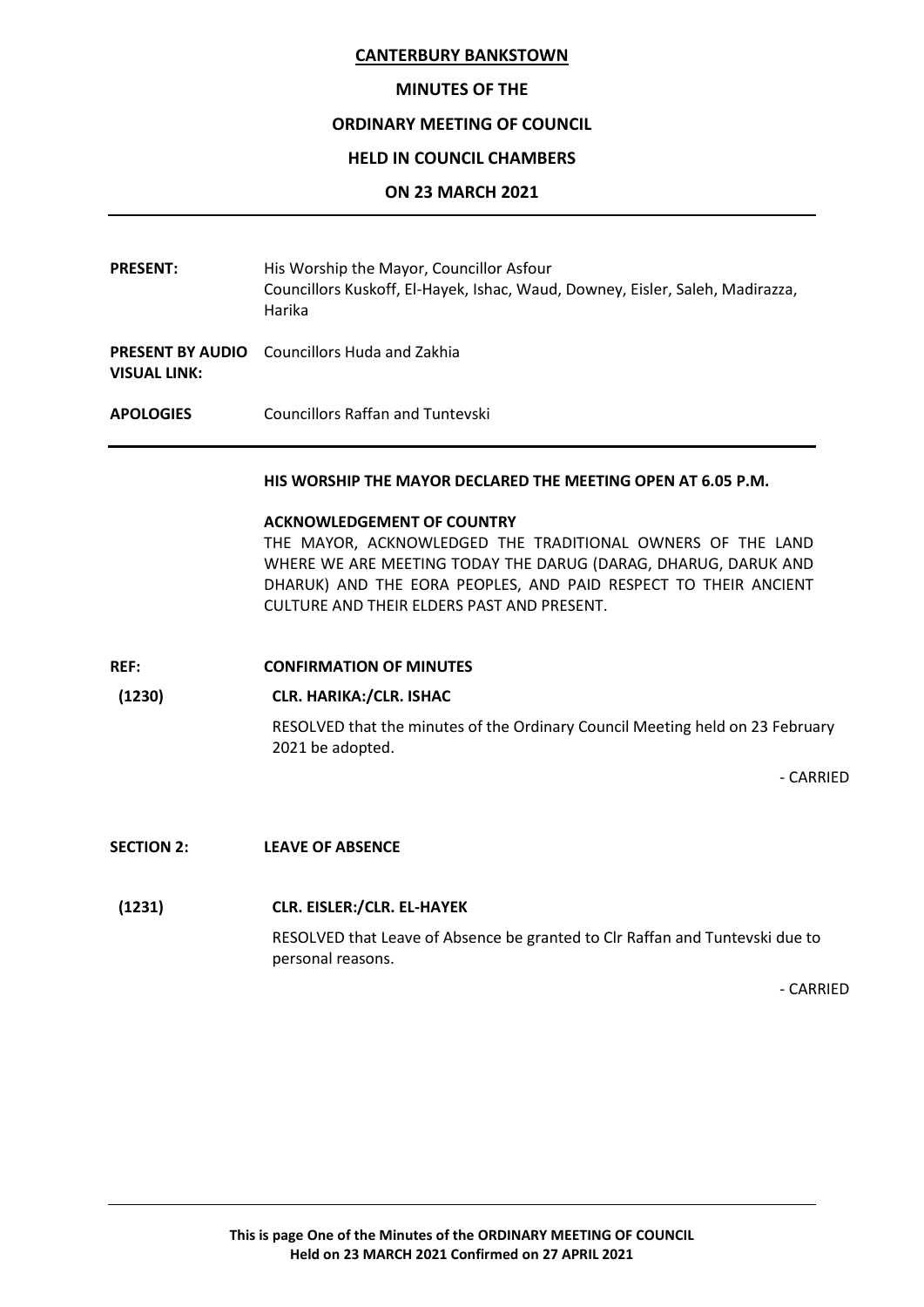**CANTERBURY BANKSTOWN**

**MINUTES OF THE**

**ORDINARY MEETING OF COUNCIL**

**HELD IN COUNCIL CHAMBERS**

**ON 23 MARCH 2021**

---

**PRESENT:** His Worship the Mayor, Councillor Asfour
Councillors Kuskoff, El-Hayek, Ishac, Waud, Downey, Eisler, Saleh, Madirazza, Harika

**PRESENT BY AUDIO VISUAL LINK:** Councillors Huda and Zakhia

**APOLOGIES** Councillors Raffan and Tuntevski

---

**HIS WORSHIP THE MAYOR DECLARED THE MEETING OPEN AT 6.05 P.M.**

**ACKNOWLEDGEMENT OF COUNTRY**

THE MAYOR, ACKNOWLEDGED THE TRADITIONAL OWNERS OF THE LAND WHERE WE ARE MEETING TODAY THE DARUG (DARAG, DHARUG, DARUK AND DHARUK) AND THE EORA PEOPLES, AND PAID RESPECT TO THEIR ANCIENT CULTURE AND THEIR ELDERS PAST AND PRESENT.

**REF:** **CONFIRMATION OF MINUTES**

**(1230)** **CLR. HARIKA:/CLR. ISHAC**

RESOLVED that the minutes of the Ordinary Council Meeting held on 23 February 2021 be adopted.

- CARRIED

**SECTION 2:** **LEAVE OF ABSENCE**

**(1231)** **CLR. EISLER:/CLR. EL-HAYEK**

RESOLVED that Leave of Absence be granted to Clr Raffan and Tuntevski due to personal reasons.

- CARRIED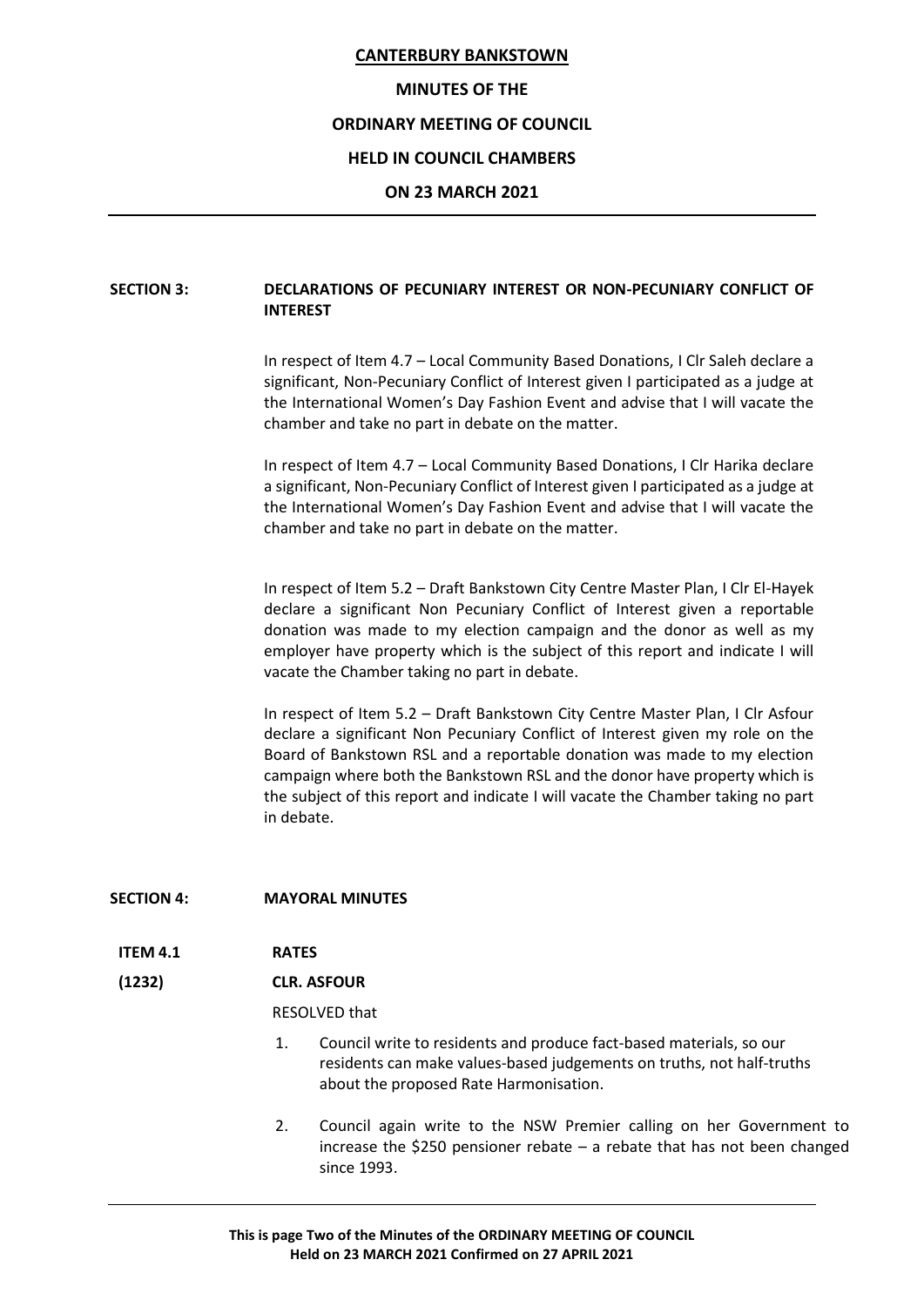**CANTERBURY BANKSTOWN**

**MINUTES OF THE**

**ORDINARY MEETING OF COUNCIL**

**HELD IN COUNCIL CHAMBERS**

**ON 23 MARCH 2021**

---

**SECTION 3: DECLARATIONS OF PECUNIARY INTEREST OR NON-PECUNIARY CONFLICT OF INTEREST**

In respect of Item 4.7 – Local Community Based Donations, I Clr Saleh declare a significant, Non-Pecuniary Conflict of Interest given I participated as a judge at the International Women's Day Fashion Event and advise that I will vacate the chamber and take no part in debate on the matter.

In respect of Item 4.7 – Local Community Based Donations, I Clr Harika declare a significant, Non-Pecuniary Conflict of Interest given I participated as a judge at the International Women's Day Fashion Event and advise that I will vacate the chamber and take no part in debate on the matter.

In respect of Item 5.2 – Draft Bankstown City Centre Master Plan, I Clr El-Hayek declare a significant Non Pecuniary Conflict of Interest given a reportable donation was made to my election campaign and the donor as well as my employer have property which is the subject of this report and indicate I will vacate the Chamber taking no part in debate.

In respect of Item 5.2 – Draft Bankstown City Centre Master Plan, I Clr Asfour declare a significant Non Pecuniary Conflict of Interest given my role on the Board of Bankstown RSL and a reportable donation was made to my election campaign where both the Bankstown RSL and the donor have property which is the subject of this report and indicate I will vacate the Chamber taking no part in debate.

**SECTION 4: MAYORAL MINUTES**

**ITEM 4.1 RATES**

**(1232) CLR. ASFOUR**

RESOLVED that

1. Council write to residents and produce fact-based materials, so our residents can make values-based judgements on truths, not half-truths about the proposed Rate Harmonisation.

2. Council again write to the NSW Premier calling on her Government to increase the $250 pensioner rebate – a rebate that has not been changed since 1993.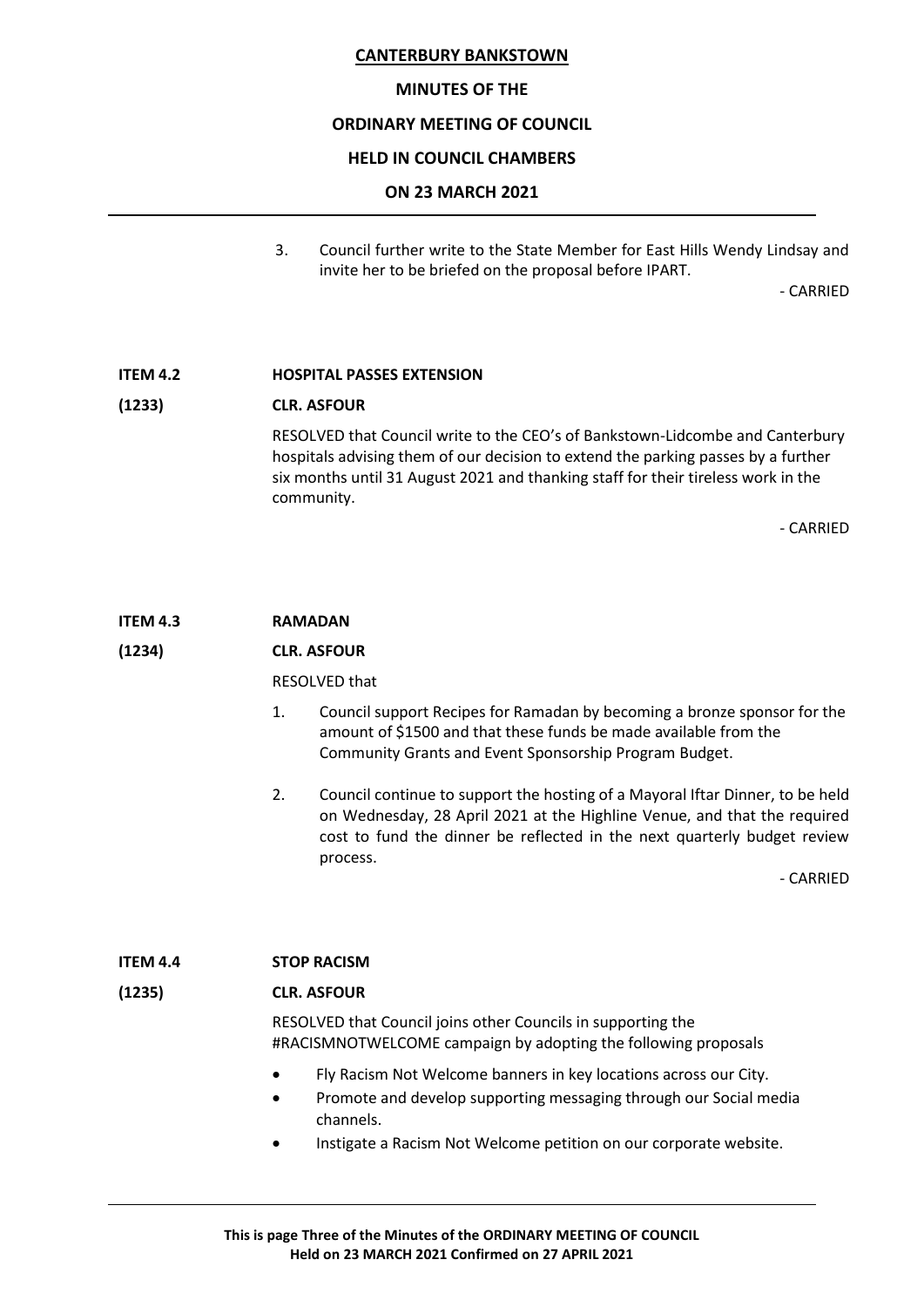3. Council further write to the State Member for East Hills Wendy Lindsay and invite her to be briefed on the proposal before IPART.

- CARRIED

**ITEM 4.2 HOSPITAL PASSES EXTENSION**

**(1233) CLR. ASFOUR**

RESOLVED that Council write to the CEO's of Bankstown-Lidcombe and Canterbury hospitals advising them of our decision to extend the parking passes by a further six months until 31 August 2021 and thanking staff for their tireless work in the community.

- CARRIED

**ITEM 4.3 RAMADAN**

**(1234) CLR. ASFOUR**

RESOLVED that

1. Council support Recipes for Ramadan by becoming a bronze sponsor for the amount of $1500 and that these funds be made available from the Community Grants and Event Sponsorship Program Budget.

2. Council continue to support the hosting of a Mayoral Iftar Dinner, to be held on Wednesday, 28 April 2021 at the Highline Venue, and that the required cost to fund the dinner be reflected in the next quarterly budget review process.

- CARRIED

**ITEM 4.4 STOP RACISM**

**(1235) CLR. ASFOUR**

RESOLVED that Council joins other Councils in supporting the #RACISMNOTWELCOME campaign by adopting the following proposals

- Fly Racism Not Welcome banners in key locations across our City.
- Promote and develop supporting messaging through our Social media channels.
- Instigate a Racism Not Welcome petition on our corporate website.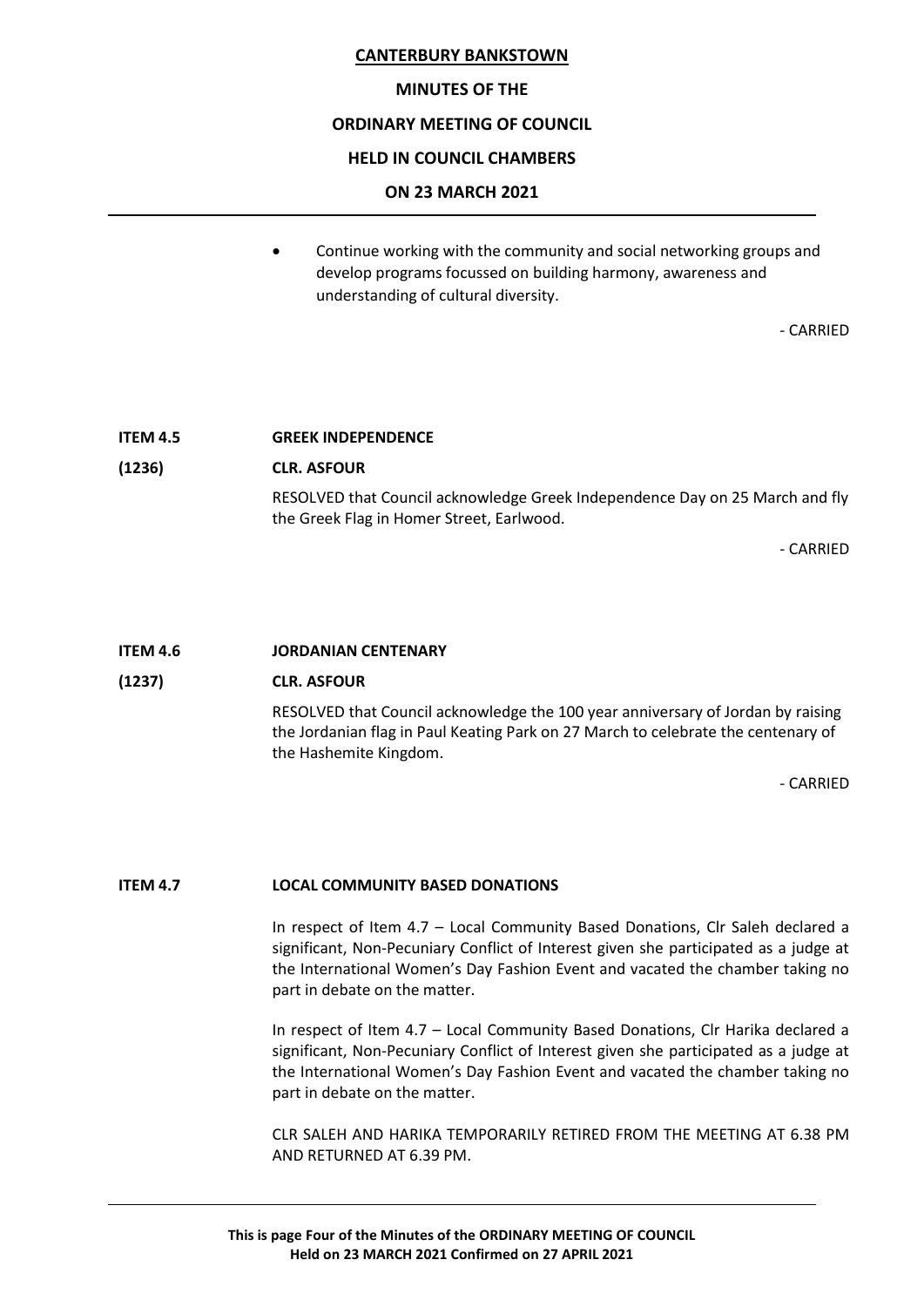- Continue working with the community and social networking groups and develop programs focussed on building harmony, awareness and understanding of cultural diversity.

\- CARRIED

**ITEM 4.5 GREEK INDEPENDENCE**

**(1236) CLR. ASFOUR**

RESOLVED that Council acknowledge Greek Independence Day on 25 March and fly the Greek Flag in Homer Street, Earlwood.

\- CARRIED

**ITEM 4.6 JORDANIAN CENTENARY**

**(1237) CLR. ASFOUR**

RESOLVED that Council acknowledge the 100 year anniversary of Jordan by raising the Jordanian flag in Paul Keating Park on 27 March to celebrate the centenary of the Hashemite Kingdom.

\- CARRIED

**ITEM 4.7 LOCAL COMMUNITY BASED DONATIONS**

In respect of Item 4.7 – Local Community Based Donations, Clr Saleh declared a significant, Non-Pecuniary Conflict of Interest given she participated as a judge at the International Women's Day Fashion Event and vacated the chamber taking no part in debate on the matter.

In respect of Item 4.7 – Local Community Based Donations, Clr Harika declared a significant, Non-Pecuniary Conflict of Interest given she participated as a judge at the International Women's Day Fashion Event and vacated the chamber taking no part in debate on the matter.

CLR SALEH AND HARIKA TEMPORARILY RETIRED FROM THE MEETING AT 6.38 PM AND RETURNED AT 6.39 PM.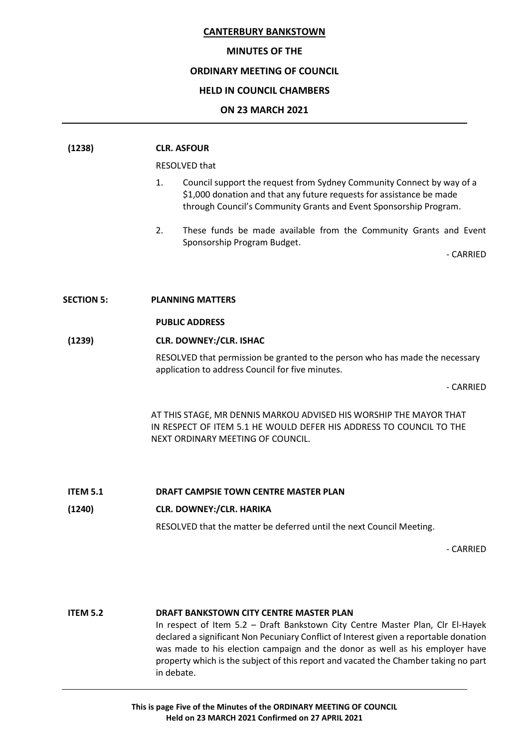**CANTERBURY BANKSTOWN**

**MINUTES OF THE**

**ORDINARY MEETING OF COUNCIL**

**HELD IN COUNCIL CHAMBERS**

**ON 23 MARCH 2021**

---

**(1238)** **CLR. ASFOUR**

RESOLVED that

1. Council support the request from Sydney Community Connect by way of a $1,000 donation and that any future requests for assistance be made through Council's Community Grants and Event Sponsorship Program.

2. These funds be made available from the Community Grants and Event Sponsorship Program Budget.

\- CARRIED

## SECTION 5: PLANNING MATTERS

**PUBLIC ADDRESS**

**(1239)** **CLR. DOWNEY:/CLR. ISHAC**

RESOLVED that permission be granted to the person who has made the necessary application to address Council for five minutes.

\- CARRIED

AT THIS STAGE, MR DENNIS MARKOU ADVISED HIS WORSHIP THE MAYOR THAT IN RESPECT OF ITEM 5.1 HE WOULD DEFER HIS ADDRESS TO COUNCIL TO THE NEXT ORDINARY MEETING OF COUNCIL.

### ITEM 5.1 DRAFT CAMPSIE TOWN CENTRE MASTER PLAN

**(1240)** **CLR. DOWNEY:/CLR. HARIKA**

RESOLVED that the matter be deferred until the next Council Meeting.

\- CARRIED

### ITEM 5.2 DRAFT BANKSTOWN CITY CENTRE MASTER PLAN

In respect of Item 5.2 – Draft Bankstown City Centre Master Plan, Clr El-Hayek declared a significant Non Pecuniary Conflict of Interest given a reportable donation was made to his election campaign and the donor as well as his employer have property which is the subject of this report and vacated the Chamber taking no part in debate.

---

**This is page Five of the Minutes of the ORDINARY MEETING OF COUNCIL Held on 23 MARCH 2021 Confirmed on 27 APRIL 2021**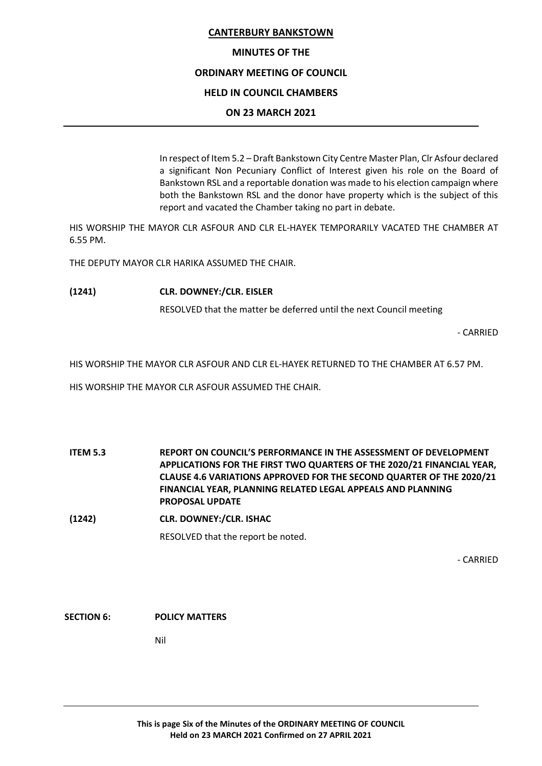In respect of Item 5.2 – Draft Bankstown City Centre Master Plan, Clr Asfour declared a significant Non Pecuniary Conflict of Interest given his role on the Board of Bankstown RSL and a reportable donation was made to his election campaign where both the Bankstown RSL and the donor have property which is the subject of this report and vacated the Chamber taking no part in debate.

HIS WORSHIP THE MAYOR CLR ASFOUR AND CLR EL-HAYEK TEMPORARILY VACATED THE CHAMBER AT 6.55 PM.

THE DEPUTY MAYOR CLR HARIKA ASSUMED THE CHAIR.

**(1241) CLR. DOWNEY:/CLR. EISLER**

RESOLVED that the matter be deferred until the next Council meeting

- CARRIED

HIS WORSHIP THE MAYOR CLR ASFOUR AND CLR EL-HAYEK RETURNED TO THE CHAMBER AT 6.57 PM.

HIS WORSHIP THE MAYOR CLR ASFOUR ASSUMED THE CHAIR.

## ITEM 5.3 REPORT ON COUNCIL'S PERFORMANCE IN THE ASSESSMENT OF DEVELOPMENT APPLICATIONS FOR THE FIRST TWO QUARTERS OF THE 2020/21 FINANCIAL YEAR, CLAUSE 4.6 VARIATIONS APPROVED FOR THE SECOND QUARTER OF THE 2020/21 FINANCIAL YEAR, PLANNING RELATED LEGAL APPEALS AND PLANNING PROPOSAL UPDATE

**(1242) CLR. DOWNEY:/CLR. ISHAC**

RESOLVED that the report be noted.

- CARRIED

## SECTION 6: POLICY MATTERS

Nil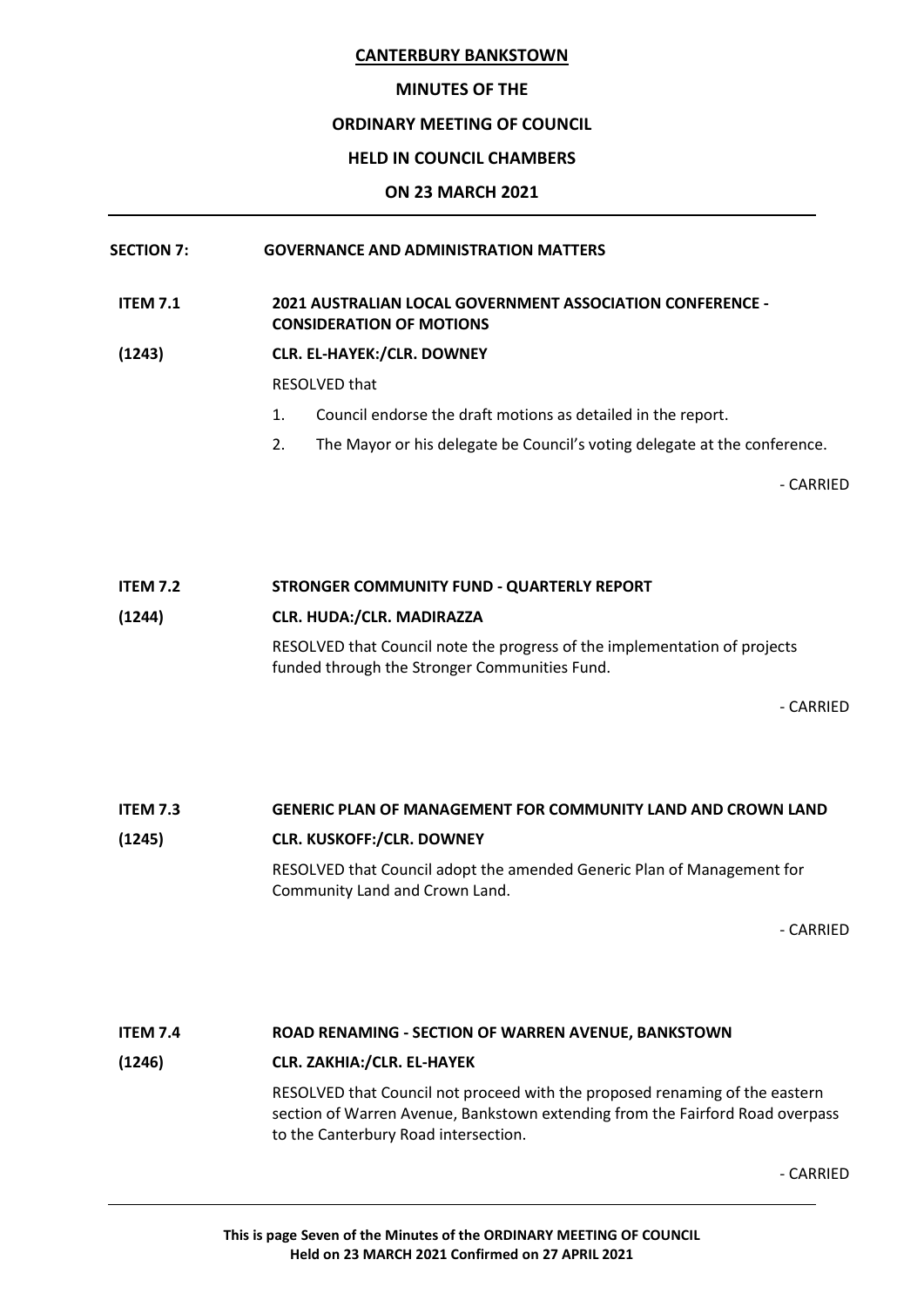**CANTERBURY BANKSTOWN**

**MINUTES OF THE**

**ORDINARY MEETING OF COUNCIL**

**HELD IN COUNCIL CHAMBERS**

**ON 23 MARCH 2021**

---

**SECTION 7: GOVERNANCE AND ADMINISTRATION MATTERS**

**ITEM 7.1 2021 AUSTRALIAN LOCAL GOVERNMENT ASSOCIATION CONFERENCE - CONSIDERATION OF MOTIONS**

**(1243) CLR. EL-HAYEK:/CLR. DOWNEY**

RESOLVED that

1. Council endorse the draft motions as detailed in the report.
2. The Mayor or his delegate be Council's voting delegate at the conference.

\- CARRIED

**ITEM 7.2 STRONGER COMMUNITY FUND - QUARTERLY REPORT**

**(1244) CLR. HUDA:/CLR. MADIRAZZA**

RESOLVED that Council note the progress of the implementation of projects funded through the Stronger Communities Fund.

\- CARRIED

**ITEM 7.3 GENERIC PLAN OF MANAGEMENT FOR COMMUNITY LAND AND CROWN LAND**

**(1245) CLR. KUSKOFF:/CLR. DOWNEY**

RESOLVED that Council adopt the amended Generic Plan of Management for Community Land and Crown Land.

\- CARRIED

**ITEM 7.4 ROAD RENAMING - SECTION OF WARREN AVENUE, BANKSTOWN**

**(1246) CLR. ZAKHIA:/CLR. EL-HAYEK**

RESOLVED that Council not proceed with the proposed renaming of the eastern section of Warren Avenue, Bankstown extending from the Fairford Road overpass to the Canterbury Road intersection.

\- CARRIED

---

**This is page Seven of the Minutes of the ORDINARY MEETING OF COUNCIL Held on 23 MARCH 2021 Confirmed on 27 APRIL 2021**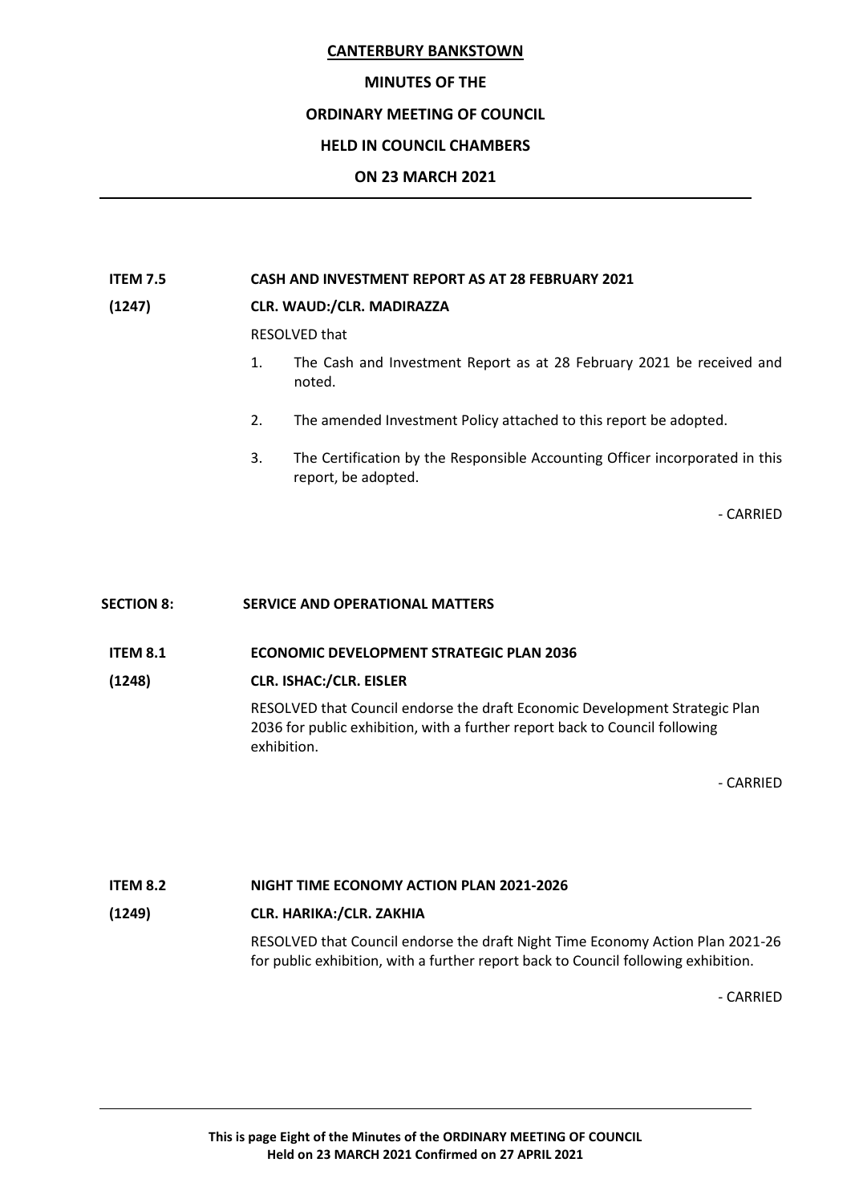**ITEM 7.5** **CASH AND INVESTMENT REPORT AS AT 28 FEBRUARY 2021**

**(1247)** **CLR. WAUD:/CLR. MADIRAZZA**

RESOLVED that

1. The Cash and Investment Report as at 28 February 2021 be received and noted.
2. The amended Investment Policy attached to this report be adopted.
3. The Certification by the Responsible Accounting Officer incorporated in this report, be adopted.

\- CARRIED

## SECTION 8: SERVICE AND OPERATIONAL MATTERS

**ITEM 8.1** **ECONOMIC DEVELOPMENT STRATEGIC PLAN 2036**

**(1248)** **CLR. ISHAC:/CLR. EISLER**

RESOLVED that Council endorse the draft Economic Development Strategic Plan 2036 for public exhibition, with a further report back to Council following exhibition.

\- CARRIED

**ITEM 8.2** **NIGHT TIME ECONOMY ACTION PLAN 2021-2026**

**(1249)** **CLR. HARIKA:/CLR. ZAKHIA**

RESOLVED that Council endorse the draft Night Time Economy Action Plan 2021-26 for public exhibition, with a further report back to Council following exhibition.

\- CARRIED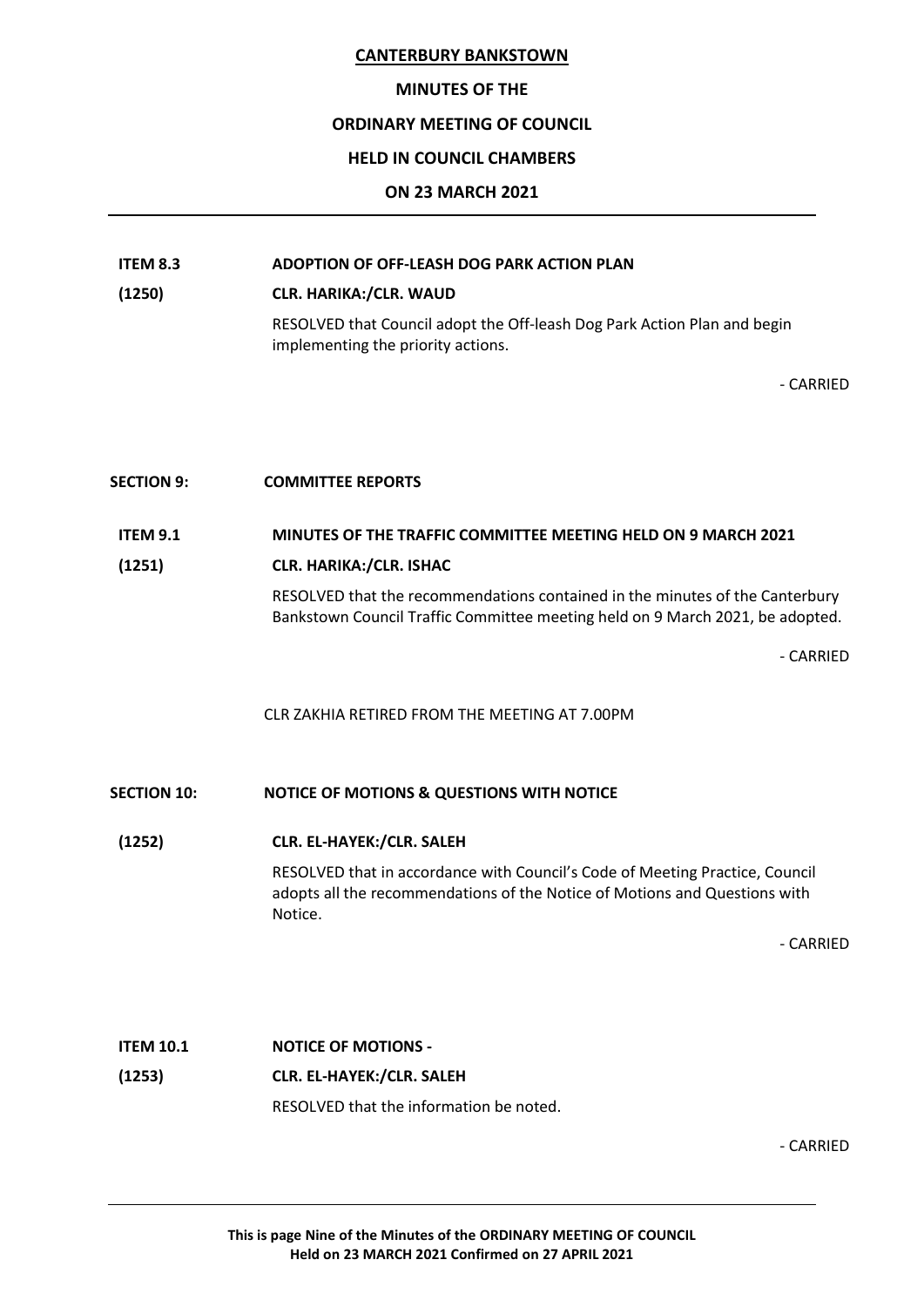**CANTERBURY BANKSTOWN**

**MINUTES OF THE**

**ORDINARY MEETING OF COUNCIL**

**HELD IN COUNCIL CHAMBERS**

**ON 23 MARCH 2021**

---

**ITEM 8.3** **ADOPTION OF OFF-LEASH DOG PARK ACTION PLAN**

**(1250)** **CLR. HARIKA:/CLR. WAUD**

RESOLVED that Council adopt the Off-leash Dog Park Action Plan and begin implementing the priority actions.

- CARRIED

**SECTION 9:** **COMMITTEE REPORTS**

**ITEM 9.1** **MINUTES OF THE TRAFFIC COMMITTEE MEETING HELD ON 9 MARCH 2021**

**(1251)** **CLR. HARIKA:/CLR. ISHAC**

RESOLVED that the recommendations contained in the minutes of the Canterbury Bankstown Council Traffic Committee meeting held on 9 March 2021, be adopted.

- CARRIED

CLR ZAKHIA RETIRED FROM THE MEETING AT 7.00PM

**SECTION 10:** **NOTICE OF MOTIONS & QUESTIONS WITH NOTICE**

**(1252)** **CLR. EL-HAYEK:/CLR. SALEH**

RESOLVED that in accordance with Council's Code of Meeting Practice, Council adopts all the recommendations of the Notice of Motions and Questions with Notice.

- CARRIED

**ITEM 10.1** **NOTICE OF MOTIONS -**

**(1253)** **CLR. EL-HAYEK:/CLR. SALEH**

RESOLVED that the information be noted.

- CARRIED

---

**This is page Nine of the Minutes of the ORDINARY MEETING OF COUNCIL Held on 23 MARCH 2021 Confirmed on 27 APRIL 2021**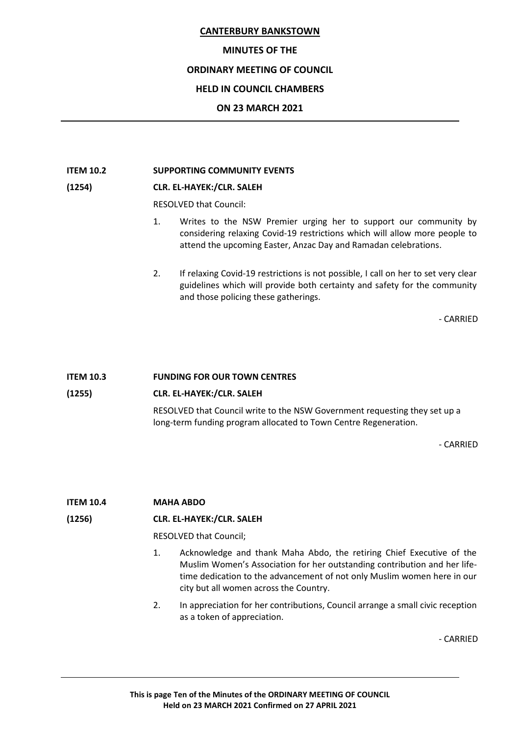**CANTERBURY BANKSTOWN**

**MINUTES OF THE**

**ORDINARY MEETING OF COUNCIL**

**HELD IN COUNCIL CHAMBERS**

**ON 23 MARCH 2021**

---

**ITEM 10.2 SUPPORTING COMMUNITY EVENTS**

**(1254) CLR. EL-HAYEK:/CLR. SALEH**

RESOLVED that Council:

1. Writes to the NSW Premier urging her to support our community by considering relaxing Covid-19 restrictions which will allow more people to attend the upcoming Easter, Anzac Day and Ramadan celebrations.

2. If relaxing Covid-19 restrictions is not possible, I call on her to set very clear guidelines which will provide both certainty and safety for the community and those policing these gatherings.

- CARRIED

**ITEM 10.3 FUNDING FOR OUR TOWN CENTRES**

**(1255) CLR. EL-HAYEK:/CLR. SALEH**

RESOLVED that Council write to the NSW Government requesting they set up a long-term funding program allocated to Town Centre Regeneration.

- CARRIED

**ITEM 10.4 MAHA ABDO**

**(1256) CLR. EL-HAYEK:/CLR. SALEH**

RESOLVED that Council;

1. Acknowledge and thank Maha Abdo, the retiring Chief Executive of the Muslim Women's Association for her outstanding contribution and her life-time dedication to the advancement of not only Muslim women here in our city but all women across the Country.
2. In appreciation for her contributions, Council arrange a small civic reception as a token of appreciation.

- CARRIED

---

**This is page Ten of the Minutes of the ORDINARY MEETING OF COUNCIL Held on 23 MARCH 2021 Confirmed on 27 APRIL 2021**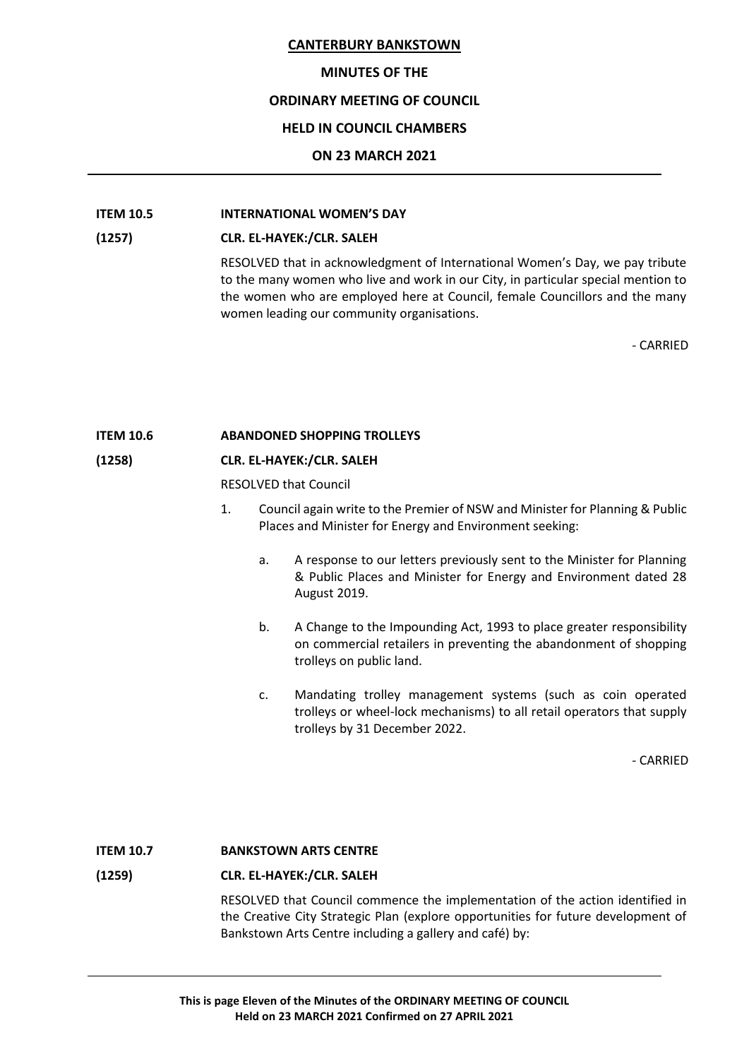**ITEM 10.5 INTERNATIONAL WOMEN'S DAY**

**(1257) CLR. EL-HAYEK:/CLR. SALEH**

RESOLVED that in acknowledgment of International Women's Day, we pay tribute to the many women who live and work in our City, in particular special mention to the women who are employed here at Council, female Councillors and the many women leading our community organisations.

- CARRIED

**ITEM 10.6 ABANDONED SHOPPING TROLLEYS**

**(1258) CLR. EL-HAYEK:/CLR. SALEH**

RESOLVED that Council

1. Council again write to the Premier of NSW and Minister for Planning & Public Places and Minister for Energy and Environment seeking:

   a. A response to our letters previously sent to the Minister for Planning & Public Places and Minister for Energy and Environment dated 28 August 2019.

   b. A Change to the Impounding Act, 1993 to place greater responsibility on commercial retailers in preventing the abandonment of shopping trolleys on public land.

   c. Mandating trolley management systems (such as coin operated trolleys or wheel-lock mechanisms) to all retail operators that supply trolleys by 31 December 2022.

- CARRIED

**ITEM 10.7 BANKSTOWN ARTS CENTRE**

**(1259) CLR. EL-HAYEK:/CLR. SALEH**

RESOLVED that Council commence the implementation of the action identified in the Creative City Strategic Plan (explore opportunities for future development of Bankstown Arts Centre including a gallery and café) by: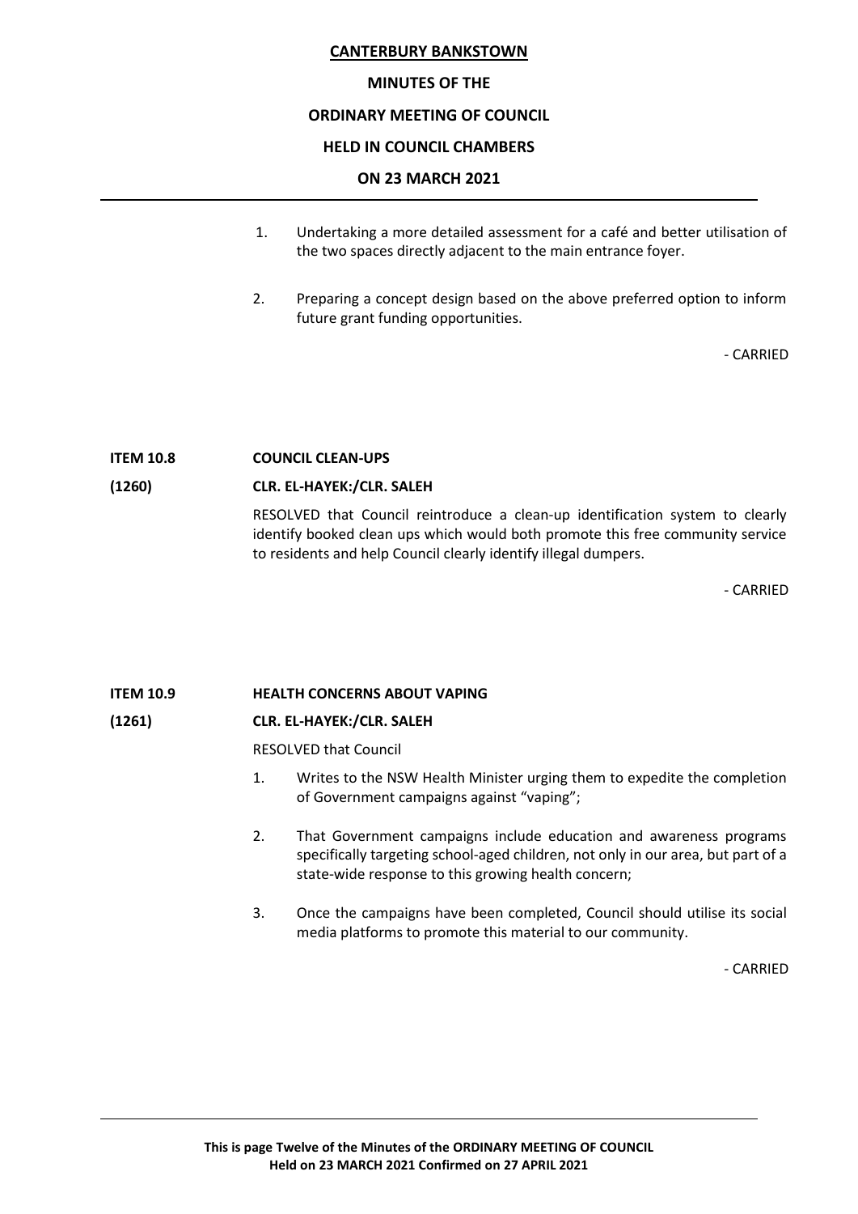1. Undertaking a more detailed assessment for a café and better utilisation of the two spaces directly adjacent to the main entrance foyer.

2. Preparing a concept design based on the above preferred option to inform future grant funding opportunities.

\- CARRIED

**ITEM 10.8 COUNCIL CLEAN-UPS**

**(1260) CLR. EL-HAYEK:/CLR. SALEH**

RESOLVED that Council reintroduce a clean-up identification system to clearly identify booked clean ups which would both promote this free community service to residents and help Council clearly identify illegal dumpers.

\- CARRIED

**ITEM 10.9 HEALTH CONCERNS ABOUT VAPING**

**(1261) CLR. EL-HAYEK:/CLR. SALEH**

RESOLVED that Council

1. Writes to the NSW Health Minister urging them to expedite the completion of Government campaigns against "vaping";

2. That Government campaigns include education and awareness programs specifically targeting school-aged children, not only in our area, but part of a state-wide response to this growing health concern;

3. Once the campaigns have been completed, Council should utilise its social media platforms to promote this material to our community.

\- CARRIED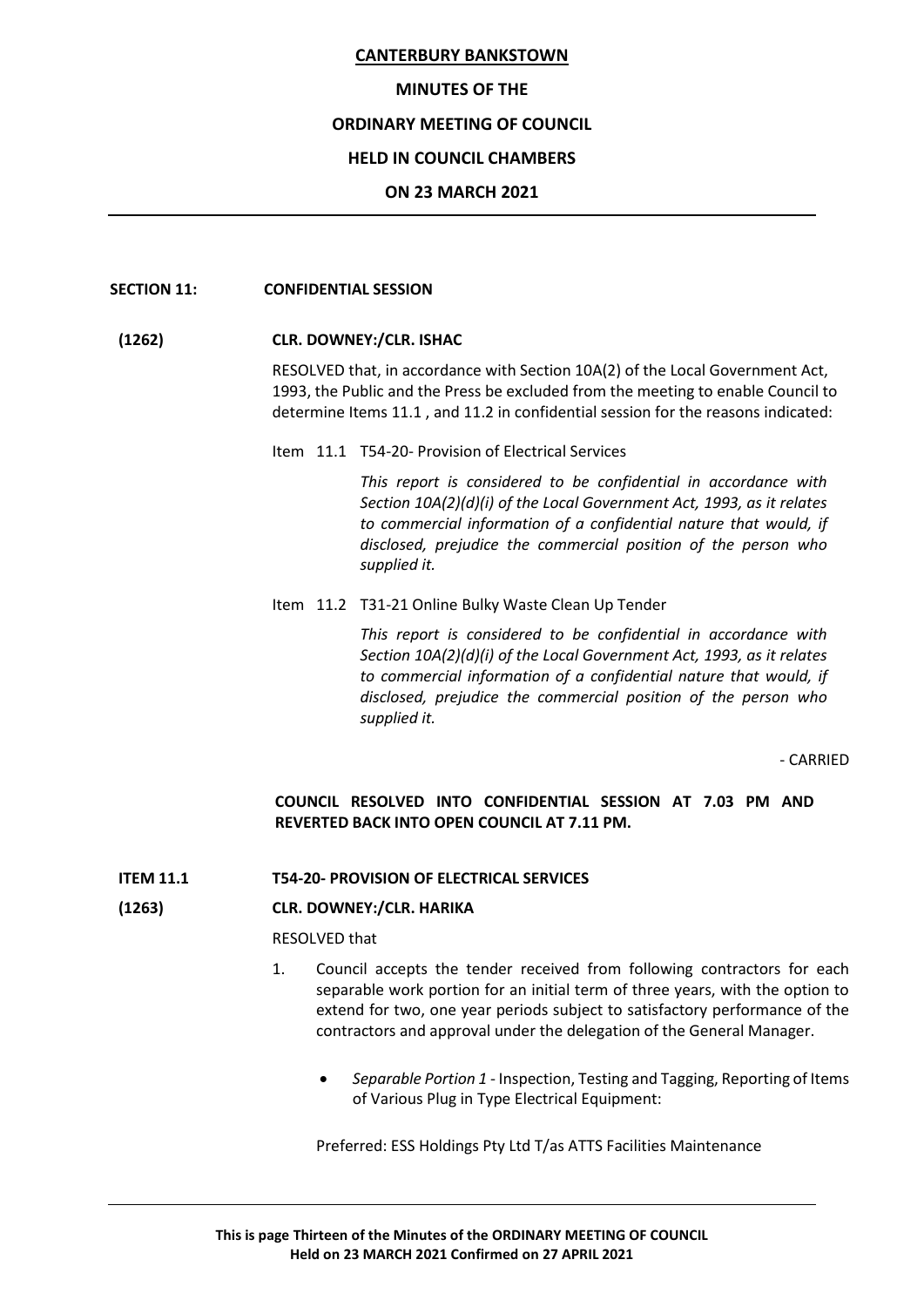**CANTERBURY BANKSTOWN**

**MINUTES OF THE**

**ORDINARY MEETING OF COUNCIL**

**HELD IN COUNCIL CHAMBERS**

**ON 23 MARCH 2021**

---

**SECTION 11: CONFIDENTIAL SESSION**

**(1262) CLR. DOWNEY:/CLR. ISHAC**

RESOLVED that, in accordance with Section 10A(2) of the Local Government Act, 1993, the Public and the Press be excluded from the meeting to enable Council to determine Items 11.1 , and 11.2 in confidential session for the reasons indicated:

Item 11.1 T54-20- Provision of Electrical Services

*This report is considered to be confidential in accordance with Section 10A(2)(d)(i) of the Local Government Act, 1993, as it relates to commercial information of a confidential nature that would, if disclosed, prejudice the commercial position of the person who supplied it.*

Item 11.2 T31-21 Online Bulky Waste Clean Up Tender

*This report is considered to be confidential in accordance with Section 10A(2)(d)(i) of the Local Government Act, 1993, as it relates to commercial information of a confidential nature that would, if disclosed, prejudice the commercial position of the person who supplied it.*

\- CARRIED

**COUNCIL RESOLVED INTO CONFIDENTIAL SESSION AT 7.03 PM AND REVERTED BACK INTO OPEN COUNCIL AT 7.11 PM.**

**ITEM 11.1 T54-20- PROVISION OF ELECTRICAL SERVICES**

**(1263) CLR. DOWNEY:/CLR. HARIKA**

RESOLVED that

1. Council accepts the tender received from following contractors for each separable work portion for an initial term of three years, with the option to extend for two, one year periods subject to satisfactory performance of the contractors and approval under the delegation of the General Manager.

   - *Separable Portion 1* - Inspection, Testing and Tagging, Reporting of Items of Various Plug in Type Electrical Equipment:

   Preferred: ESS Holdings Pty Ltd T/as ATTS Facilities Maintenance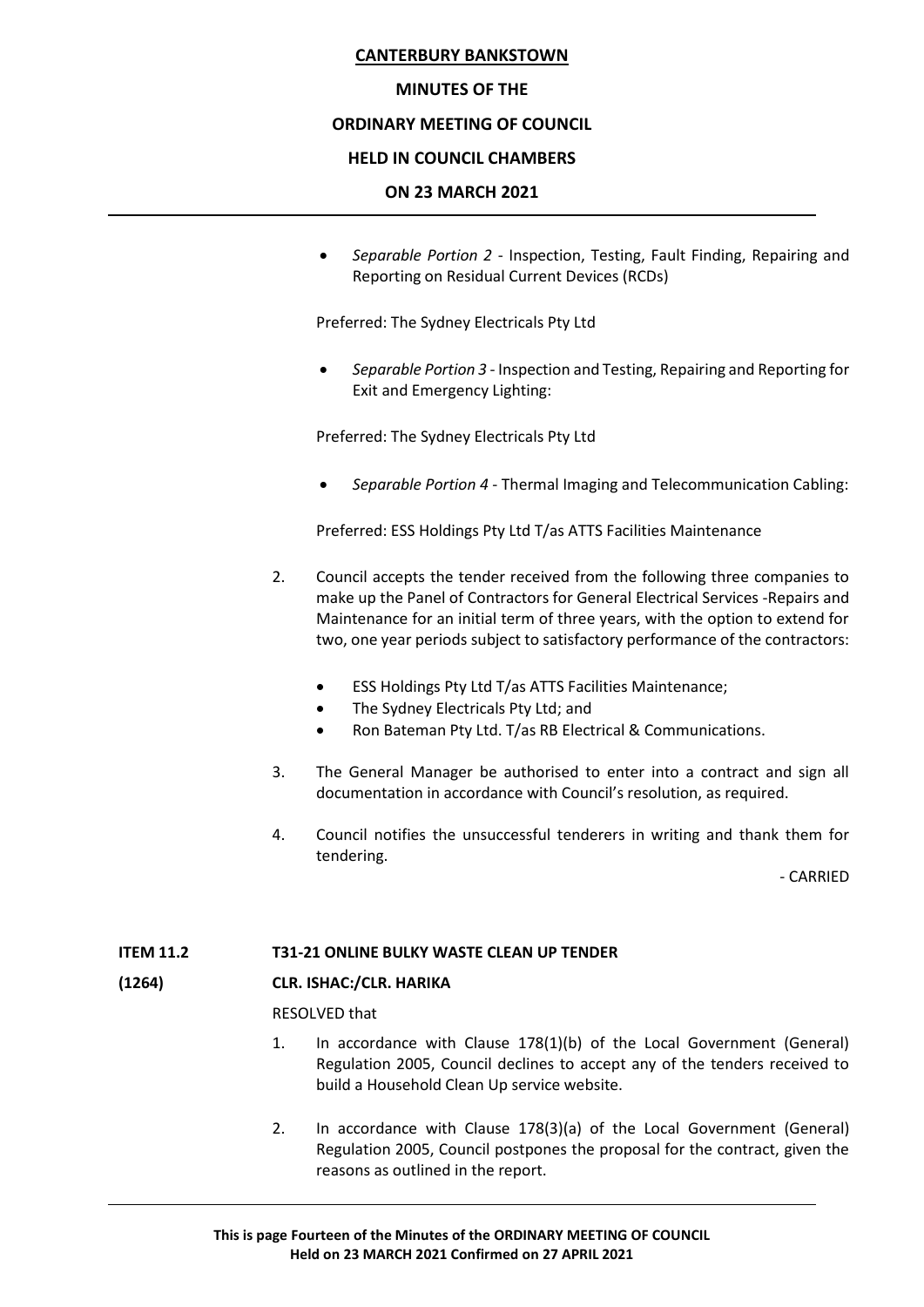- *Separable Portion 2* - Inspection, Testing, Fault Finding, Repairing and Reporting on Residual Current Devices (RCDs)

  Preferred: The Sydney Electricals Pty Ltd

- *Separable Portion 3* - Inspection and Testing, Repairing and Reporting for Exit and Emergency Lighting:

  Preferred: The Sydney Electricals Pty Ltd

- *Separable Portion 4* - Thermal Imaging and Telecommunication Cabling:

  Preferred: ESS Holdings Pty Ltd T/as ATTS Facilities Maintenance

2. Council accepts the tender received from the following three companies to make up the Panel of Contractors for General Electrical Services -Repairs and Maintenance for an initial term of three years, with the option to extend for two, one year periods subject to satisfactory performance of the contractors:

   - ESS Holdings Pty Ltd T/as ATTS Facilities Maintenance;
   - The Sydney Electricals Pty Ltd; and
   - Ron Bateman Pty Ltd. T/as RB Electrical & Communications.

3. The General Manager be authorised to enter into a contract and sign all documentation in accordance with Council's resolution, as required.

4. Council notifies the unsuccessful tenderers in writing and thank them for tendering.

- CARRIED

**ITEM 11.2 T31-21 ONLINE BULKY WASTE CLEAN UP TENDER**

**(1264) CLR. ISHAC:/CLR. HARIKA**

RESOLVED that

1. In accordance with Clause 178(1)(b) of the Local Government (General) Regulation 2005, Council declines to accept any of the tenders received to build a Household Clean Up service website.

2. In accordance with Clause 178(3)(a) of the Local Government (General) Regulation 2005, Council postpones the proposal for the contract, given the reasons as outlined in the report.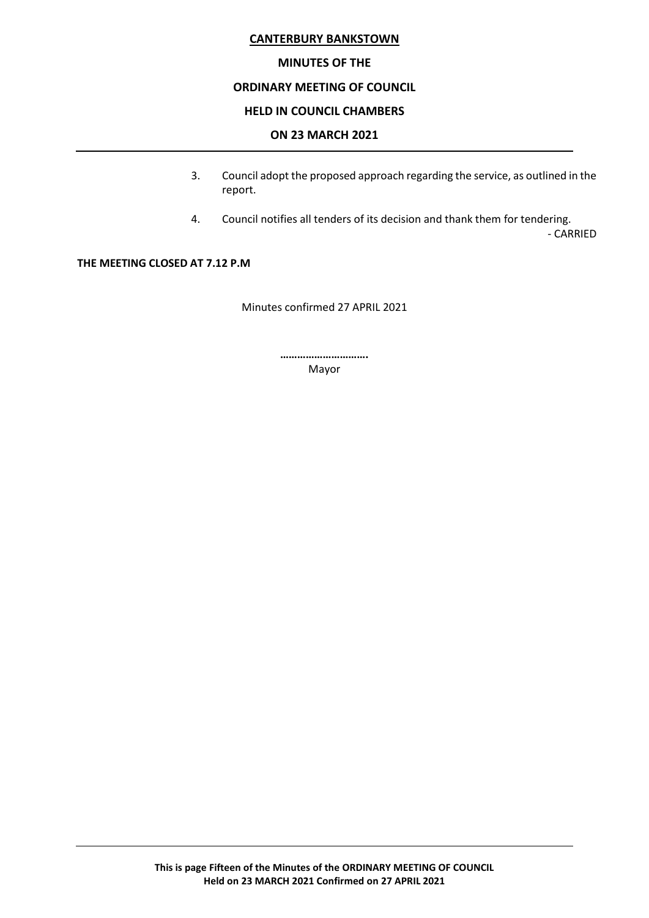3. Council adopt the proposed approach regarding the service, as outlined in the report.

4. Council notifies all tenders of its decision and thank them for tendering.

- CARRIED

**THE MEETING CLOSED AT 7.12 P.M**

Minutes confirmed 27 APRIL 2021

**………………………….**

Mayor